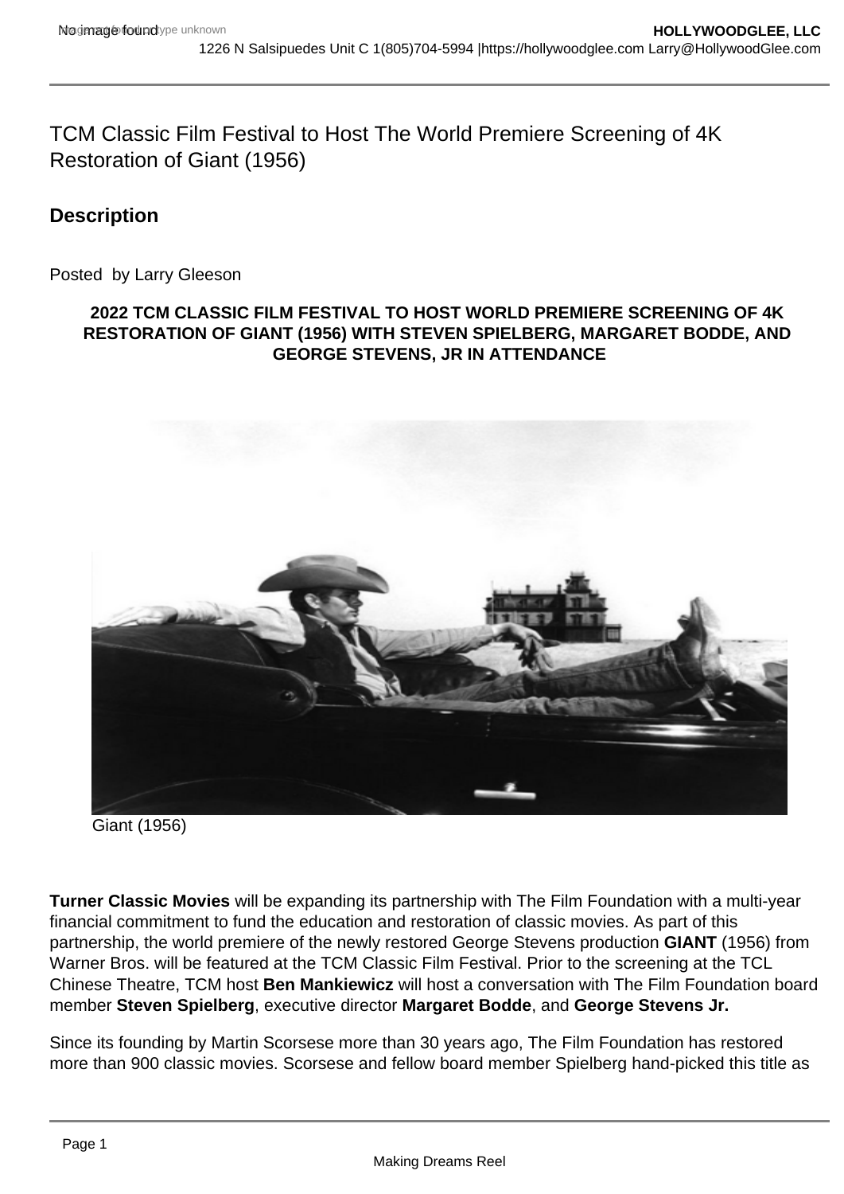# TCM Classic Film Festival to Host The World Premiere Screening of 4K Restoration of Giant (1956)

## Description

Posted by Larry Gleeson

**2022 TCM CLASSIC FILM FESTIVAL TO HOST WORLD PREMIERE SCREENING OF 4K RESTORATION OF GIANT (1956) WITH STEVEN SPIELBERG, MARGARET BODDE, AND GEORGE STEVENS, JR IN ATTENDANCE**

Giant (1956)

**Turner Classic Movies** will be expanding its partnership with The Film Foundation with a multi-year financial commitment to fund the education and restoration of classic movies. As part of this partnership, the world premiere of the newly restored George Stevens production **GIANT** (1956) from Warner Bros. will be featured at the TCM Classic Film Festival. Prior to the screening at the TCL Chinese Theatre, TCM host **Ben Mankiewicz** will host a conversation with The Film Foundation board member **Steven Spielberg**, executive director **Margaret Bodde**, and **George Stevens Jr.**

Since its founding by Martin Scorsese more than 30 years ago, The Film Foundation has restored more than 900 classic movies. Scorsese and fellow board member Spielberg hand-picked this title as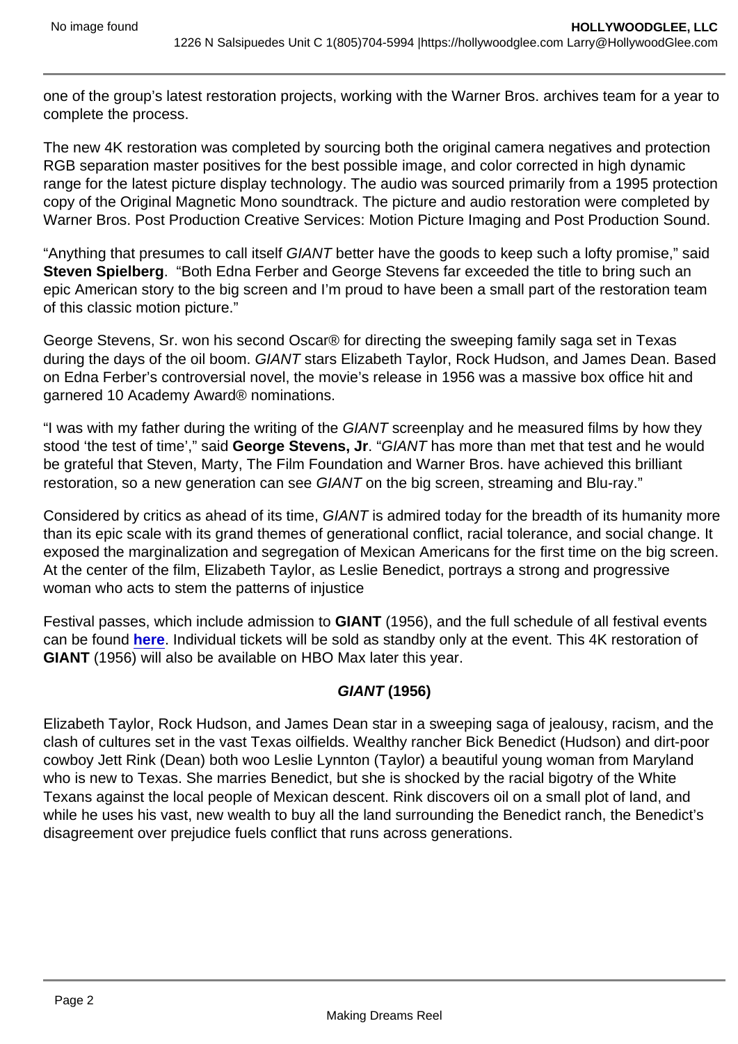one of the group's latest restoration projects, working with the Warner Bros. archives team for a year to complete the process.

The new 4K restoration was completed by sourcing both the original camera negatives and protection RGB separation master positives for the best possible image, and color corrected in high dynamic range for the latest picture display technology. The audio was sourced primarily from a 1995 protection copy of the Original Magnetic Mono soundtrack. The picture and audio restoration were completed by Warner Bros. Post Production Creative Services: Motion Picture Imaging and Post Production Sound.

"Anything that presumes to call itself *GIANT* better have the goods to keep such a lofty promise," said **Steven Spielberg**. "Both Edna Ferber and George Stevens far exceeded the title to bring such an epic American story to the big screen and I'm proud to have been a small part of the restoration team of this classic motion picture."

George Stevens, Sr. won his second Oscar® for directing the sweeping family saga set in Texas during the days of the oil boom. *GIANT* stars Elizabeth Taylor, Rock Hudson, and James Dean. Based on Edna Ferber's controversial novel, the movie's release in 1956 was a massive box office hit and garnered 10 Academy Award® nominations.

"I was with my father during the writing of the *GIANT* screenplay and he measured films by how they stood 'the test of time'," said **George Stevens, Jr**. "*GIANT* has more than met that test and he would be grateful that Steven, Marty, The Film Foundation and Warner Bros. have achieved this brilliant restoration, so a new generation can see *GIANT* on the big screen, streaming and Blu-ray."

Considered by critics as ahead of its time, *GIANT* is admired today for the breadth of its humanity more than its epic scale with its grand themes of generational conflict, racial tolerance, and social change. It exposed the marginalization and segregation of Mexican Americans for the first time on the big screen. At the center of the film, Elizabeth Taylor, as Leslie Benedict, portrays a strong and progressive woman who acts to stem the patterns of injustice

Festival passes, which include admission to **GIANT** (1956), and the full schedule of all festival events can be found **here**. Individual tickets will be sold as standby only at the event. This 4K restoration of **GIANT** (1956) will also be available on HBO Max later this year.

### *GIANT* (1956)

Elizabeth Taylor, Rock Hudson, and James Dean star in a sweeping saga of jealousy, racism, and the clash of cultures set in the vast Texas oilfields. Wealthy rancher Bick Benedict (Hudson) and dirt-poor cowboy Jett Rink (Dean) both woo Leslie Lynnton (Taylor) a beautiful young woman from Maryland who is new to Texas. She marries Benedict, but she is shocked by the racial bigotry of the White Texans against the local people of Mexican descent. Rink discovers oil on a small plot of land, and while he uses his vast, new wealth to buy all the land surrounding the Benedict ranch, the Benedict's disagreement over prejudice fuels conflict that runs across generations.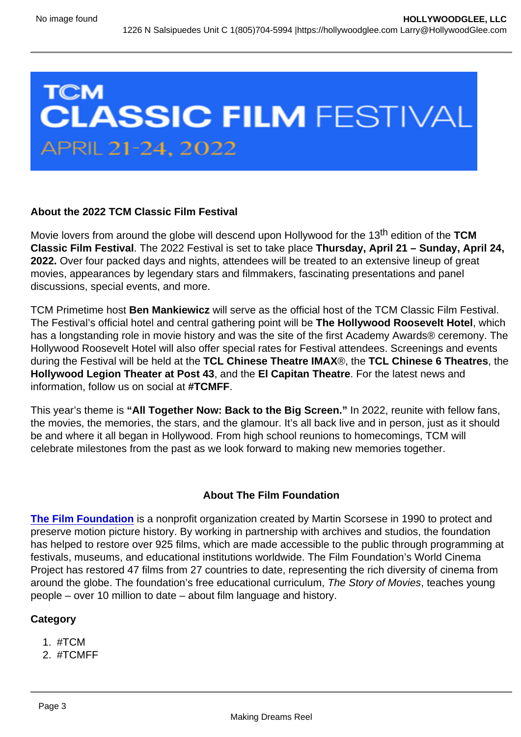**TCM CLASSIC FILM FESTIVAL**
APRIL 21-24, 2022

**About the 2022 TCM Classic Film Festival**

Movie lovers from around the globe will descend upon Hollywood for the 13th edition of the **TCM Classic Film Festival**. The 2022 Festival is set to take place **Thursday, April 21 – Sunday, April 24, 2022.** Over four packed days and nights, attendees will be treated to an extensive lineup of great movies, appearances by legendary stars and filmmakers, fascinating presentations and panel discussions, special events, and more.

TCM Primetime host **Ben Mankiewicz** will serve as the official host of the TCM Classic Film Festival. The Festival's official hotel and central gathering point will be **The Hollywood Roosevelt Hotel**, which has a longstanding role in movie history and was the site of the first Academy Awards® ceremony. The Hollywood Roosevelt Hotel will also offer special rates for Festival attendees. Screenings and events during the Festival will be held at the **TCL Chinese Theatre IMAX**®, the **TCL Chinese 6 Theatres**, the **Hollywood Legion Theater at Post 43**, and the **El Capitan Theatre**. For the latest news and information, follow us on social at **#TCMFF**.

This year's theme is **"All Together Now: Back to the Big Screen."** In 2022, reunite with fellow fans, the movies, the memories, the stars, and the glamour. It's all back live and in person, just as it should be and where it all began in Hollywood. From high school reunions to homecomings, TCM will celebrate milestones from the past as we look forward to making new memories together.

**About The Film Foundation**

**The Film Foundation** is a nonprofit organization created by Martin Scorsese in 1990 to protect and preserve motion picture history. By working in partnership with archives and studios, the foundation has helped to restore over 925 films, which are made accessible to the public through programming at festivals, museums, and educational institutions worldwide. The Film Foundation's World Cinema Project has restored 47 films from 27 countries to date, representing the rich diversity of cinema from around the globe. The foundation's free educational curriculum, *The Story of Movies*, teaches young people – over 10 million to date – about film language and history.

**Category**

1. #TCM
2. #TCMFF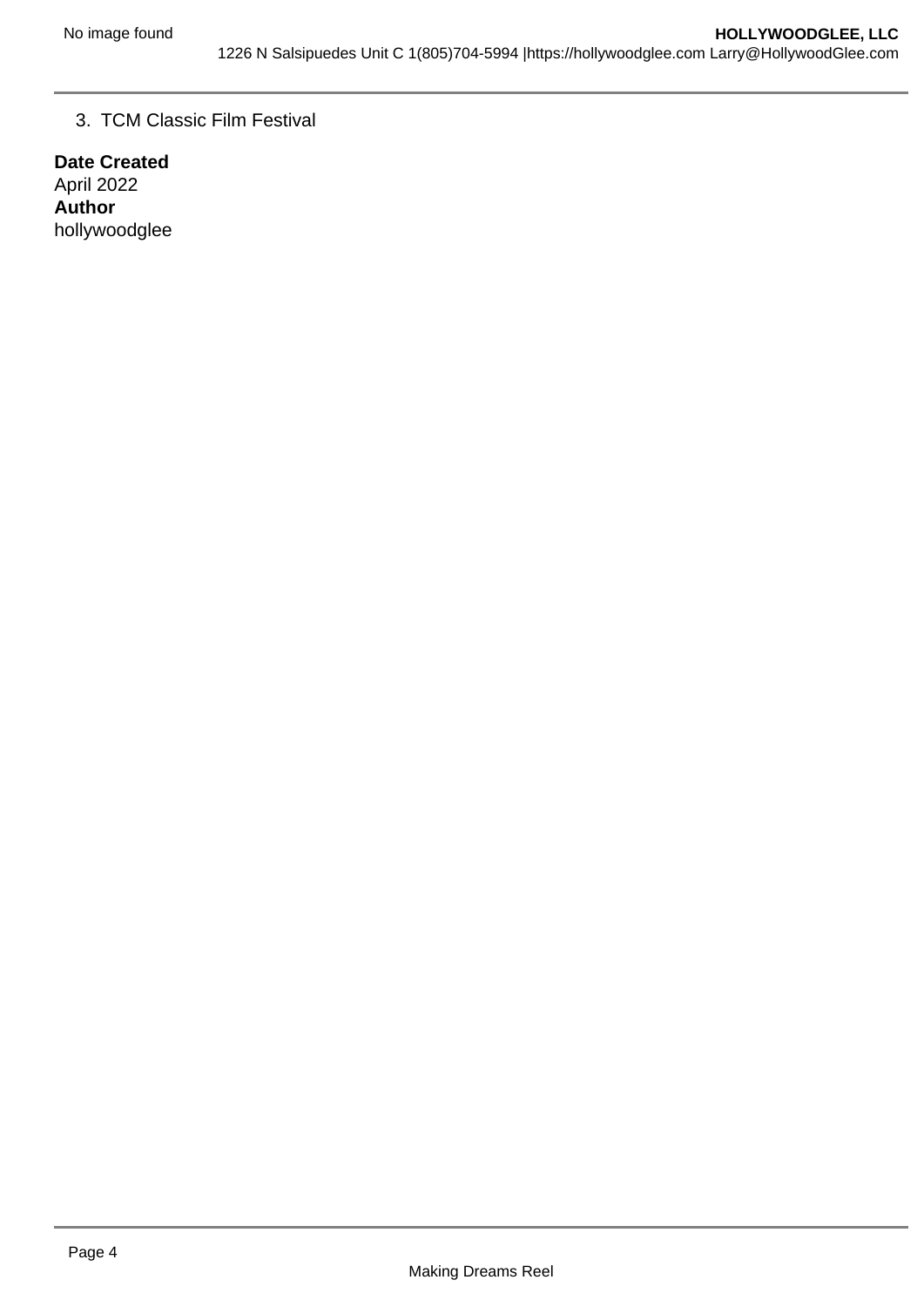3. TCM Classic Film Festival

**Date Created**
April 2022
**Author**
hollywoodglee